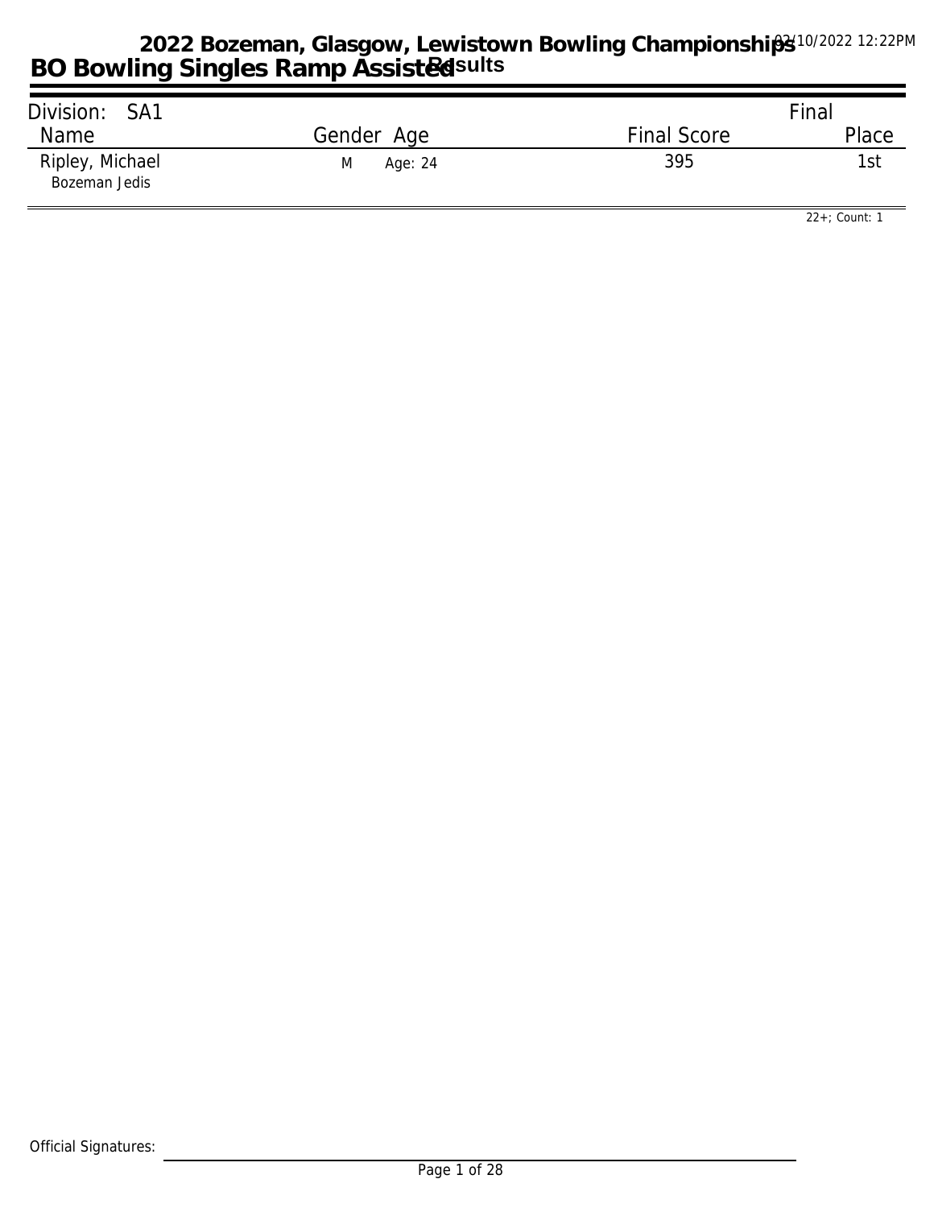# 2022 Bozeman, Glasgow, Lewistown Bowling Championships

## BO Bowling Singles Ramp Assisted Results

02/10/2022 12:22PM

| Division: SA1 | | | Final |
|---|---|---|---|
| Name | Gender Age | Final Score | Place |
| Ripley, Michael<br>Bozeman Jedis | M Age: 24 | 395 | 1st |

22+; Count: 1

Official Signatures: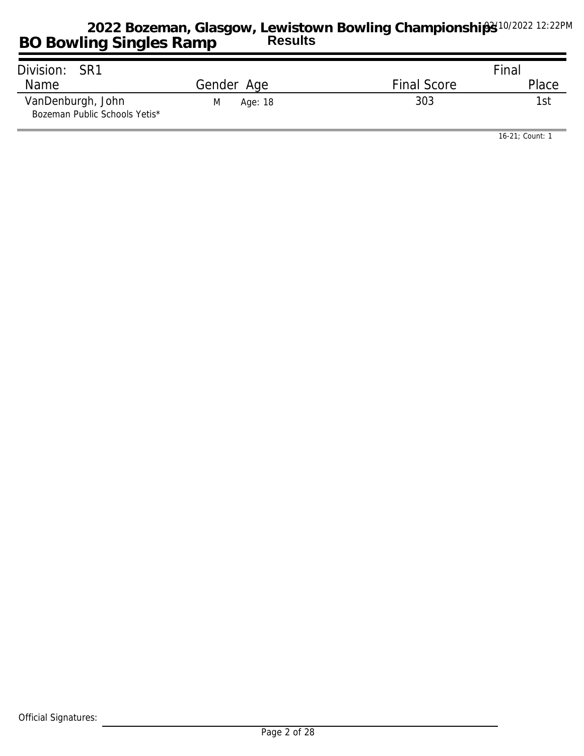# 2022 Bozeman, Glasgow, Lewistown Bowling Championships

## BO Bowling Singles Ramp

**Results**

02/10/2022 12:22PM

Division: SR1

| Name | Gender | Age | Final Score | Final Place |
|---|---|---|---|---|
| VanDenburgh, John<br>Bozeman Public Schools Yetis* | M | Age: 18 | 303 | 1st |

16-21; Count: 1

Official Signatures: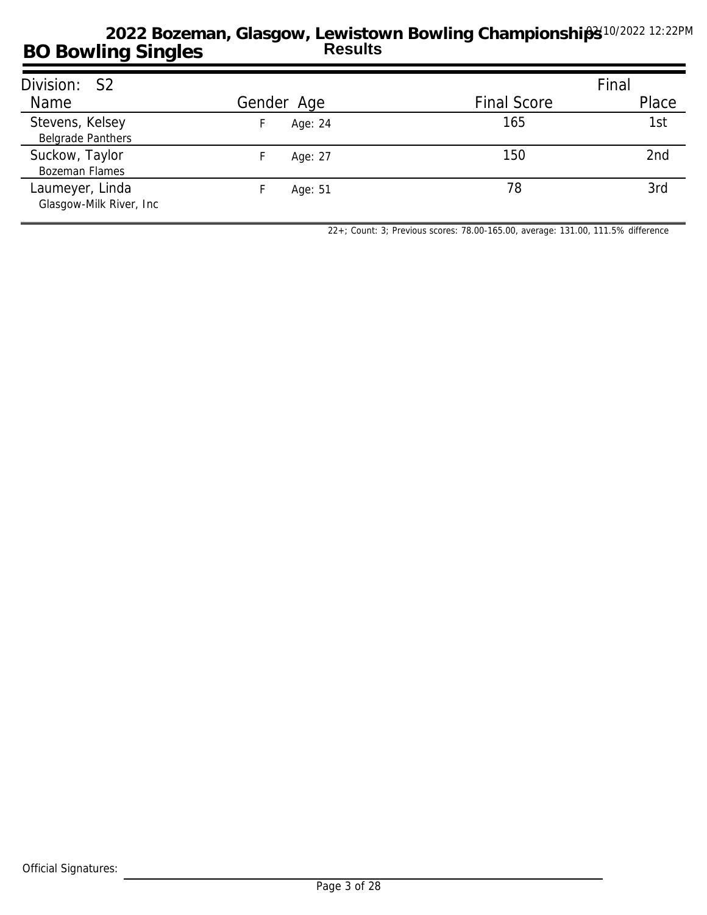# 2022 Bozeman, Glasgow, Lewistown Bowling Championships

## BO Bowling Singles

**Results**

02/10/2022 12:22PM

| Division: S2 | | | | Final |
|---|---|---|---|---|
| Name | Gender | Age | Final Score | Place |
| Stevens, Kelsey<br>Belgrade Panthers | F | Age: 24 | 165 | 1st |
| Suckow, Taylor<br>Bozeman Flames | F | Age: 27 | 150 | 2nd |
| Laumeyer, Linda<br>Glasgow-Milk River, Inc | F | Age: 51 | 78 | 3rd |

22+; Count: 3; Previous scores: 78.00-165.00, average: 131.00, 111.5% difference

Official Signatures: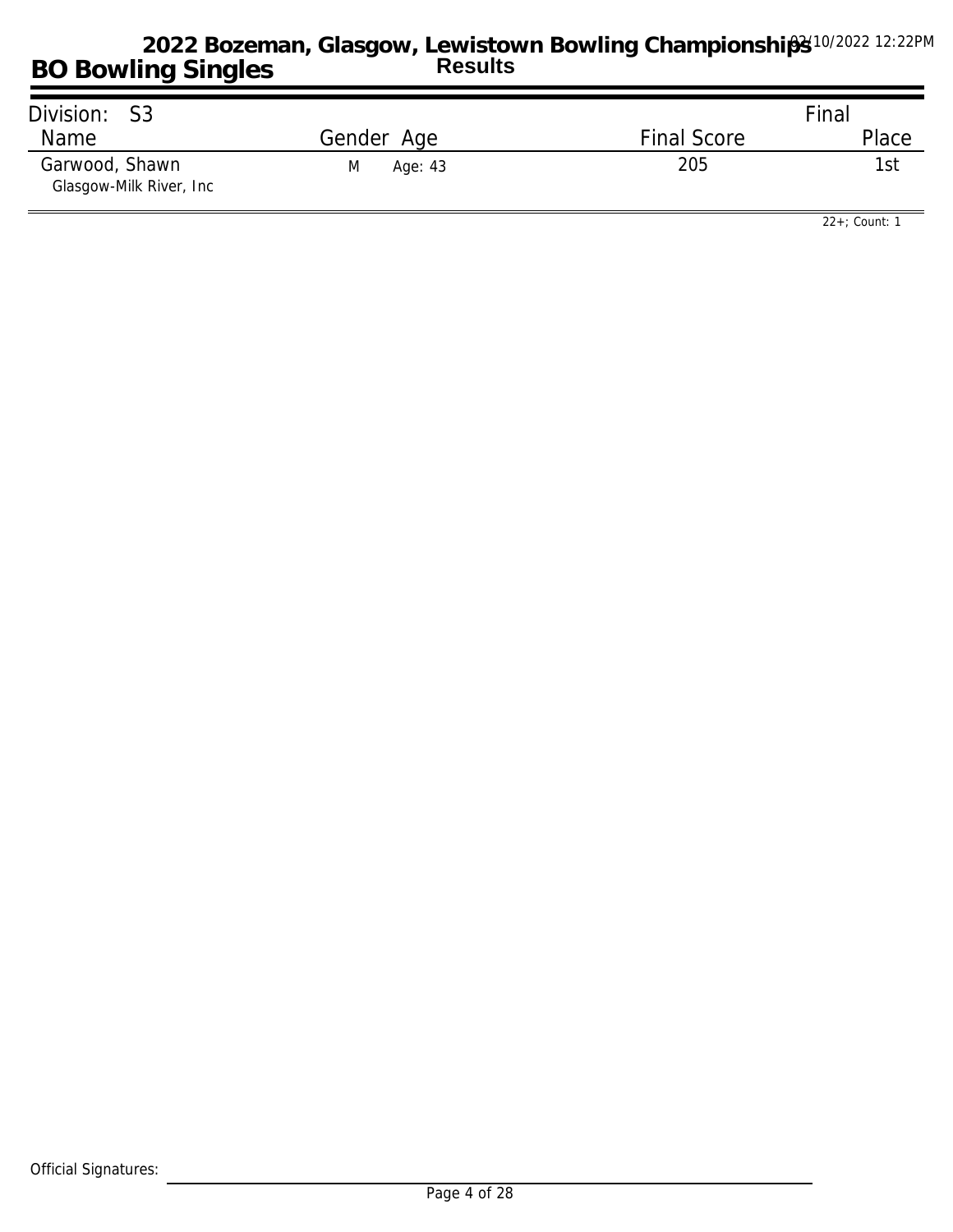# 2022 Bozeman, Glasgow, Lewistown Bowling Championships

## BO Bowling Singles

**Results**

02/10/2022 12:22PM

Division: S3

| Name | Gender | Age | Final Score | Final Place |
| --- | --- | --- | --- | --- |
| Garwood, Shawn<br>Glasgow-Milk River, Inc | M | Age: 43 | 205 | 1st |

22+; Count: 1

Official Signatures: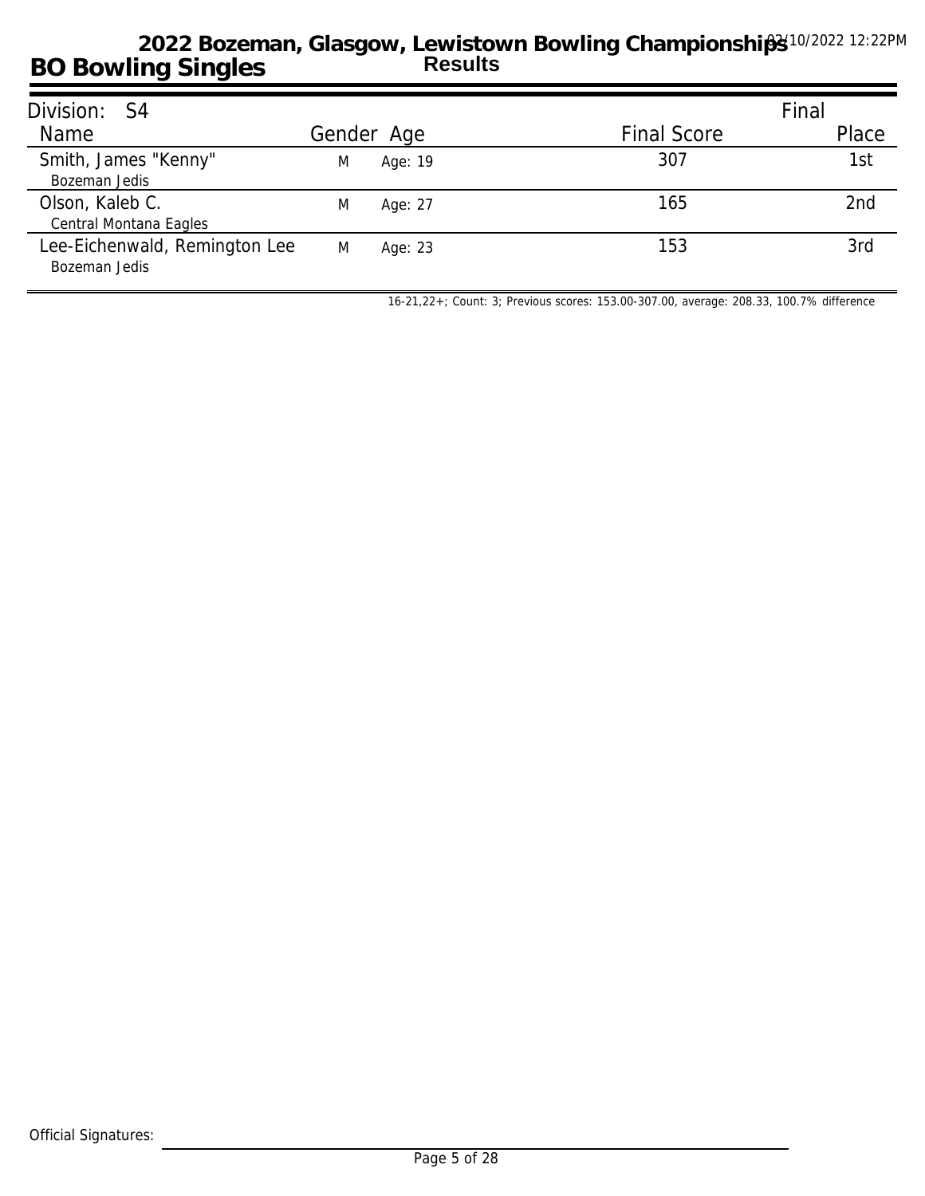# 2022 Bozeman, Glasgow, Lewistown Bowling Championships

## BO Bowling Singles

**Results**

02/10/2022 12:22PM

| Division: S4 | | | | Final |
|---|---|---|---|---|
| Name | Gender | Age | Final Score | Place |
| Smith, James "Kenny"<br>Bozeman Jedis | M | Age: 19 | 307 | 1st |
| Olson, Kaleb C.<br>Central Montana Eagles | M | Age: 27 | 165 | 2nd |
| Lee-Eichenwald, Remington Lee<br>Bozeman Jedis | M | Age: 23 | 153 | 3rd |

16-21,22+; Count: 3; Previous scores: 153.00-307.00, average: 208.33, 100.7% difference

Official Signatures: ____________________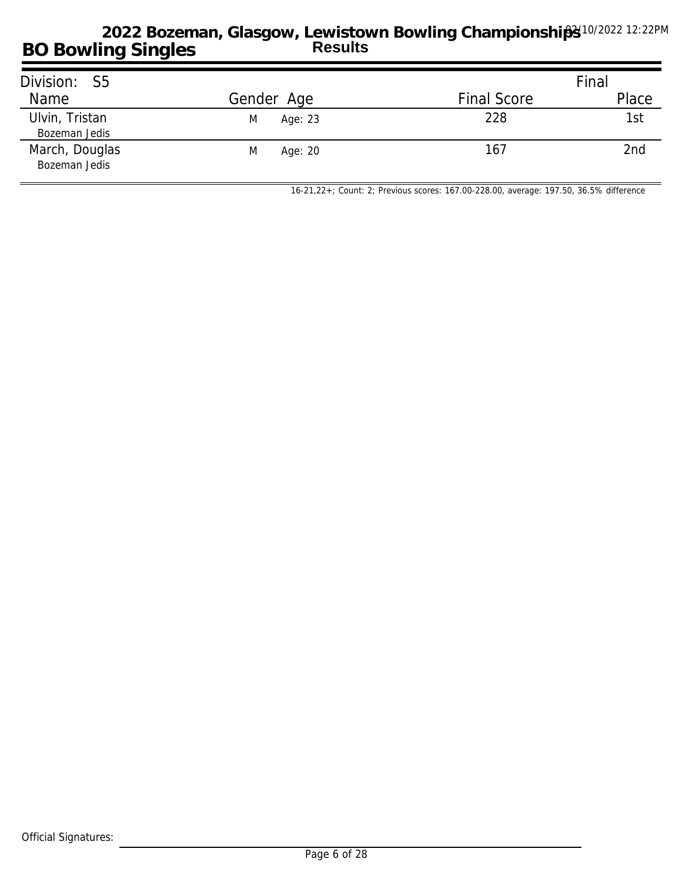# 2022 Bozeman, Glasgow, Lewistown Bowling Championships

## BO Bowling Singles

**Results**

02/10/2022 12:22PM

Division: S5

| Name | Gender | Age | Final Score | Final Place |
|---|---|---|---|---|
| Ulvin, Tristan<br>Bozeman Jedis | M | Age: 23 | 228 | 1st |
| March, Douglas<br>Bozeman Jedis | M | Age: 20 | 167 | 2nd |

16-21,22+; Count: 2; Previous scores: 167.00-228.00, average: 197.50, 36.5% difference

Official Signatures: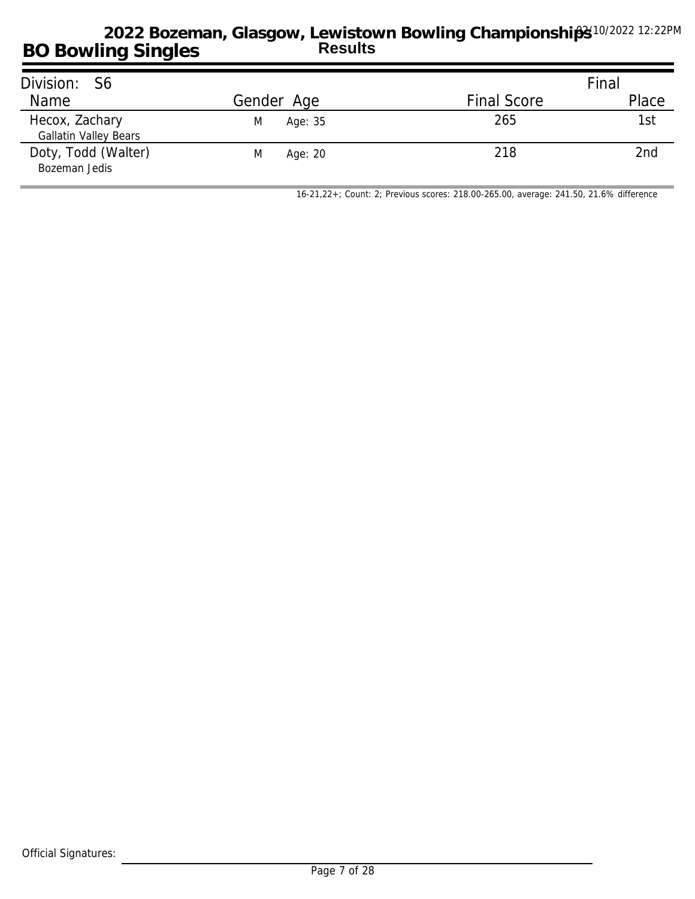# 2022 Bozeman, Glasgow, Lewistown Bowling Championships

## BO Bowling Singles

**Results**

02/10/2022 12:22PM

| Division: S6 | | | | Final |
|---|---|---|---|---|
| Name | Gender | Age | Final Score | Place |
| Hecox, Zachary<br>Gallatin Valley Bears | M | Age: 35 | 265 | 1st |
| Doty, Todd (Walter)<br>Bozeman Jedis | M | Age: 20 | 218 | 2nd |

16-21,22+; Count: 2; Previous scores: 218.00-265.00, average: 241.50, 21.6% difference

Official Signatures: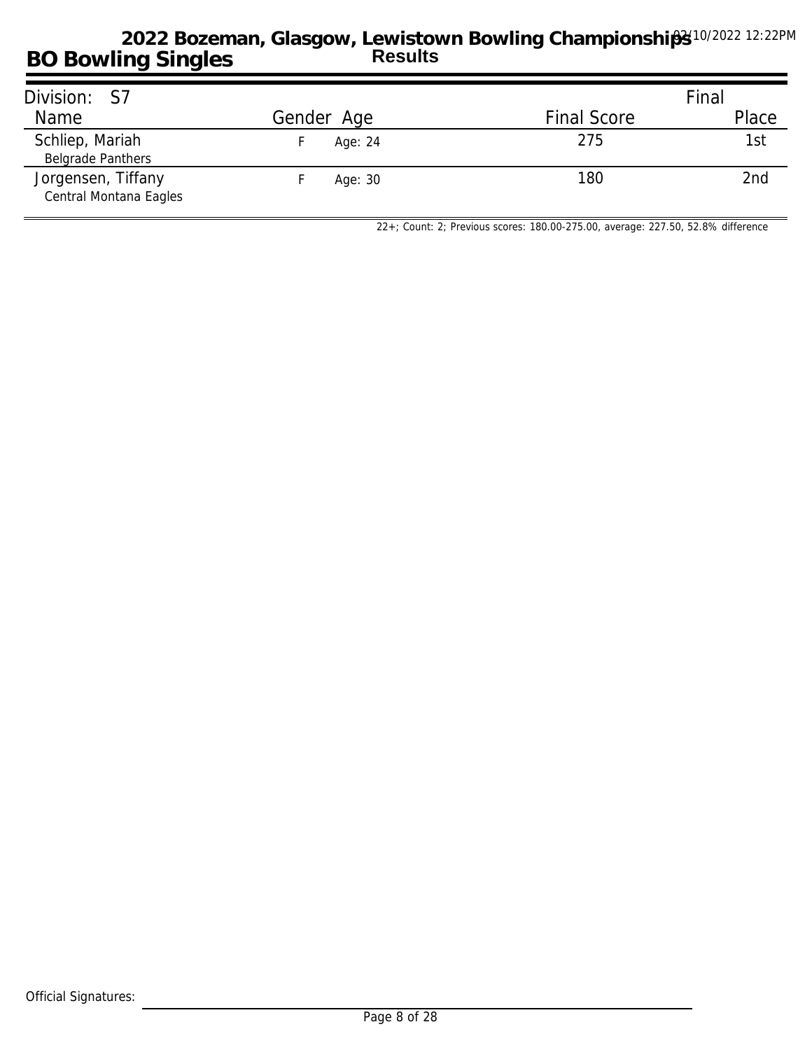# 2022 Bozeman, Glasgow, Lewistown Bowling Championships

## BO Bowling Singles

**Results**

02/10/2022 12:22PM

| Division: S7 | | | | Final |
|---|---|---|---|---|
| Name | Gender | Age | Final Score | Place |
| Schliep, Mariah<br>Belgrade Panthers | F | Age: 24 | 275 | 1st |
| Jorgensen, Tiffany<br>Central Montana Eagles | F | Age: 30 | 180 | 2nd |

22+; Count: 2; Previous scores: 180.00-275.00, average: 227.50, 52.8% difference

Official Signatures: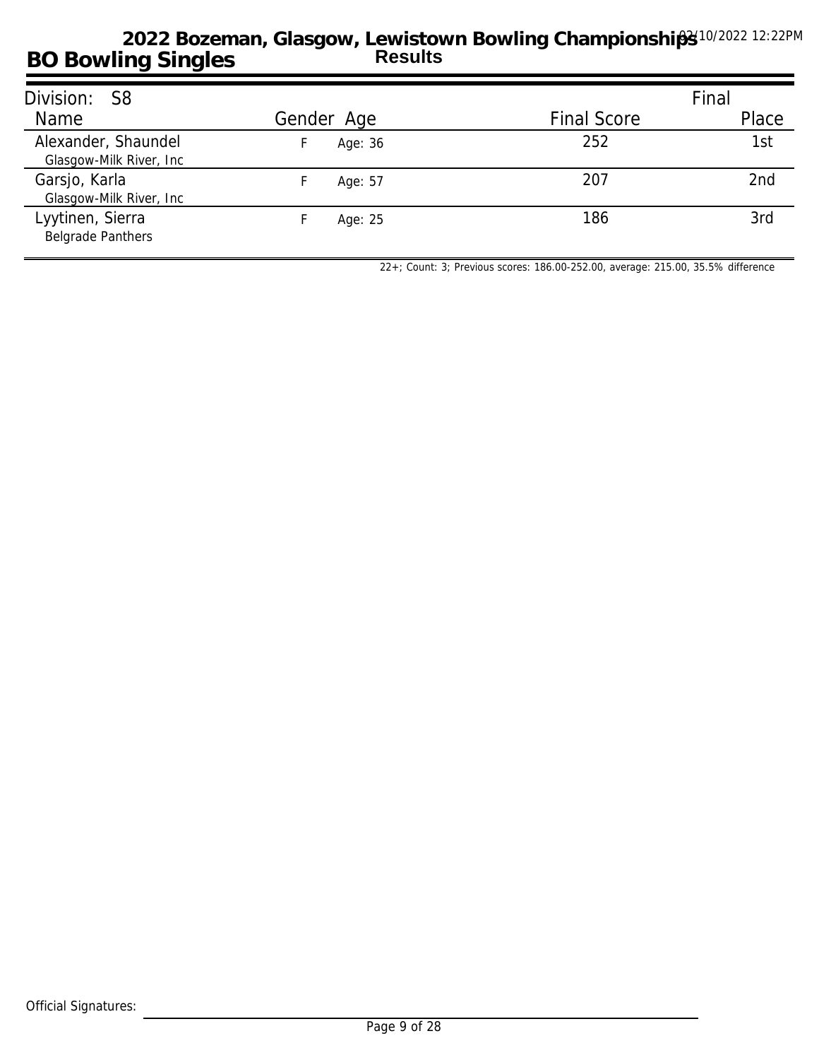# 2022 Bozeman, Glasgow, Lewistown Bowling Championships

## BO Bowling Singles

**Results**

02/10/2022 12:22PM

**Division: S8**

| Name | Gender | Age | Final Score | Final Place |
|---|---|---|---|---|
| Alexander, Shaundel<br>Glasgow-Milk River, Inc | F | Age: 36 | 252 | 1st |
| Garsjo, Karla<br>Glasgow-Milk River, Inc | F | Age: 57 | 207 | 2nd |
| Lyytinen, Sierra<br>Belgrade Panthers | F | Age: 25 | 186 | 3rd |

22+; Count: 3; Previous scores: 186.00-252.00, average: 215.00, 35.5% difference

Official Signatures: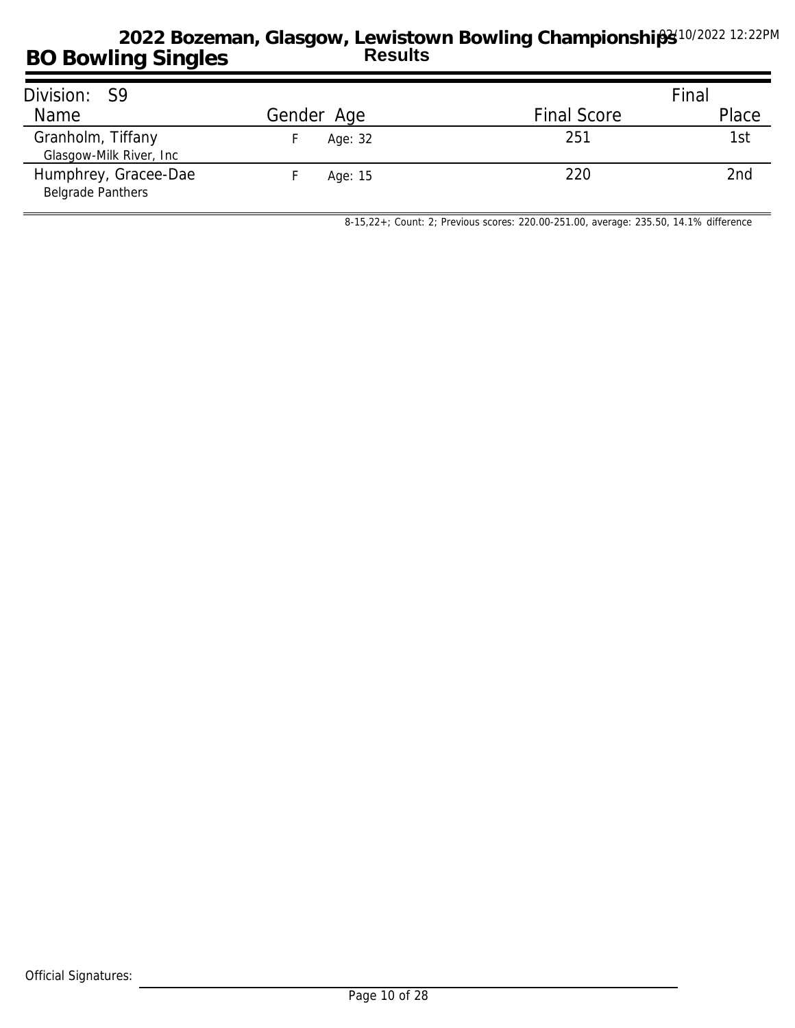# 2022 Bozeman, Glasgow, Lewistown Bowling Championships

## BO Bowling Singles

**Results**

02/10/2022 12:22PM

| Division: S9 | | | | Final |
|---|---|---|---|---|
| Name | Gender | Age | Final Score | Place |
| Granholm, Tiffany<br>Glasgow-Milk River, Inc | F | Age: 32 | 251 | 1st |
| Humphrey, Gracee-Dae<br>Belgrade Panthers | F | Age: 15 | 220 | 2nd |

8-15,22+; Count: 2; Previous scores: 220.00-251.00, average: 235.50, 14.1% difference

Official Signatures: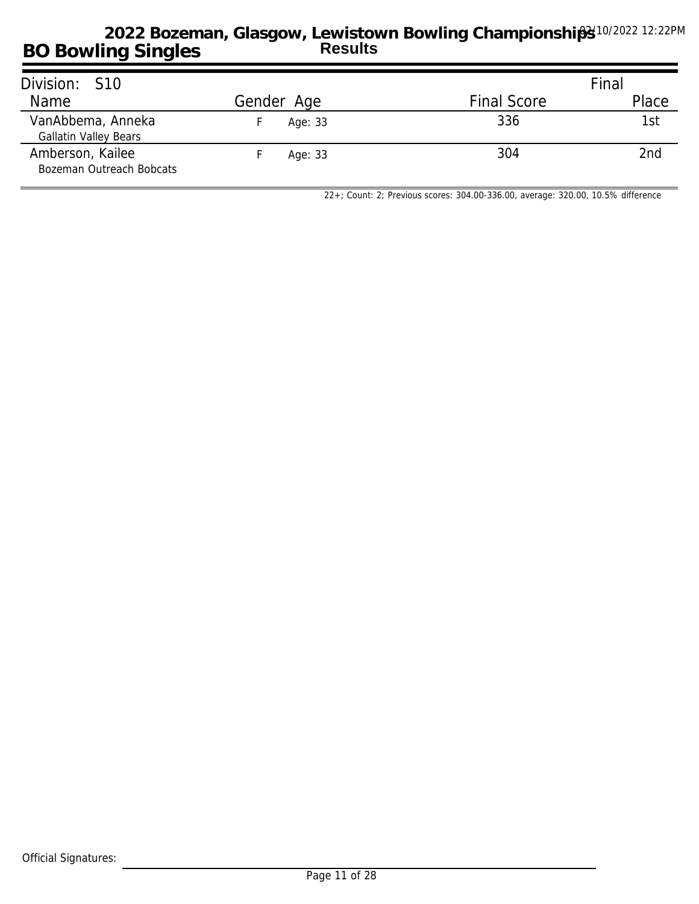# 2022 Bozeman, Glasgow, Lewistown Bowling Championships

## BO Bowling Singles

**Results**

02/10/2022 12:22PM

Division: S10

| Name | Gender | Age | Final Score | Final Place |
| --- | --- | --- | --- | --- |
| VanAbbema, Anneka<br>Gallatin Valley Bears | F | Age: 33 | 336 | 1st |
| Amberson, Kailee<br>Bozeman Outreach Bobcats | F | Age: 33 | 304 | 2nd |

22+; Count: 2; Previous scores: 304.00-336.00, average: 320.00, 10.5% difference

Official Signatures: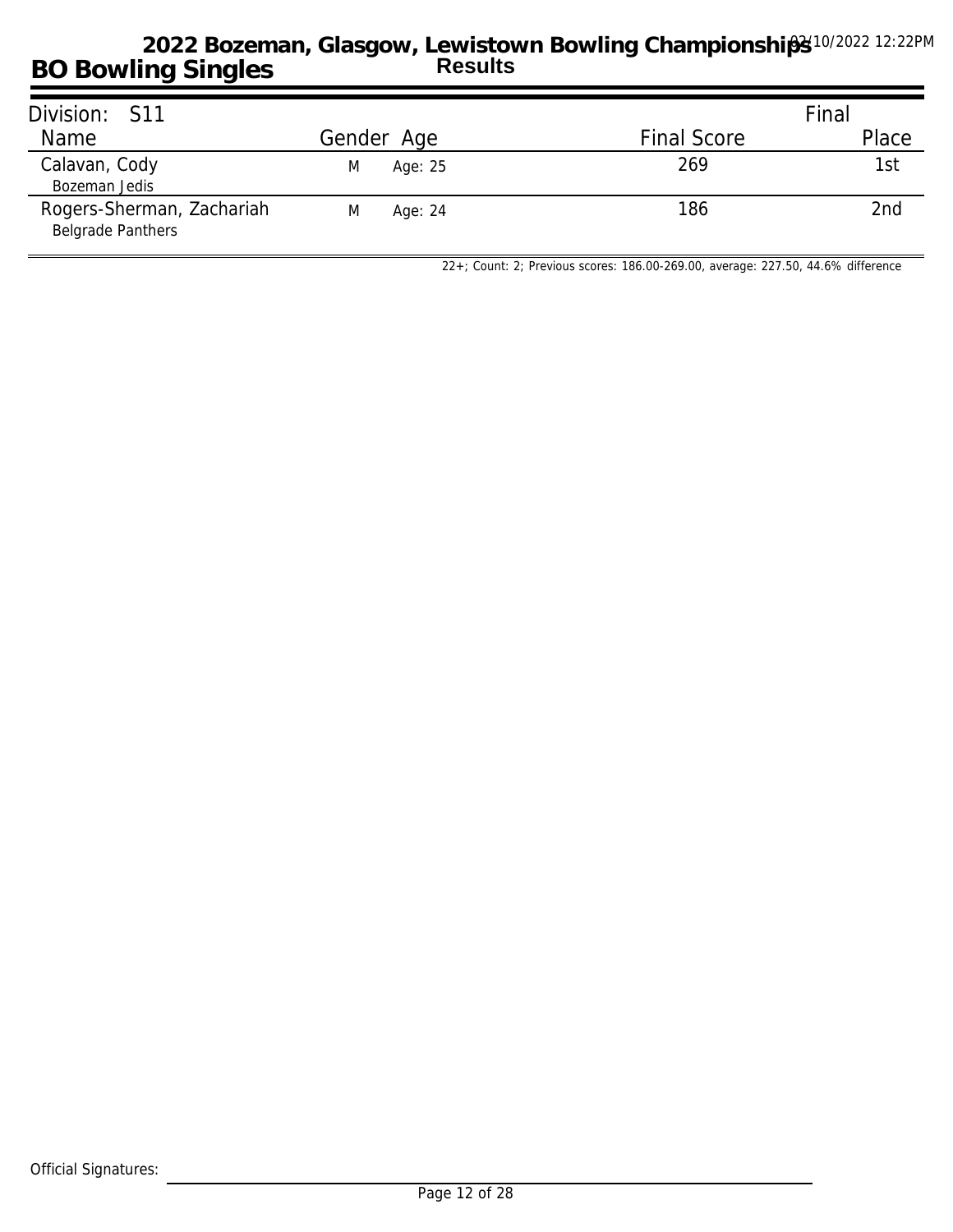# 2022 Bozeman, Glasgow, Lewistown Bowling Championships

## BO Bowling Singles

**Results**

02/10/2022 12:22PM

| Division: S11 | | | | Final |
|---|---|---|---|---|
| Name | Gender | Age | Final Score | Place |
| Calavan, Cody<br>Bozeman Jedis | M | Age: 25 | 269 | 1st |
| Rogers-Sherman, Zachariah<br>Belgrade Panthers | M | Age: 24 | 186 | 2nd |

22+; Count: 2; Previous scores: 186.00-269.00, average: 227.50, 44.6% difference

Official Signatures: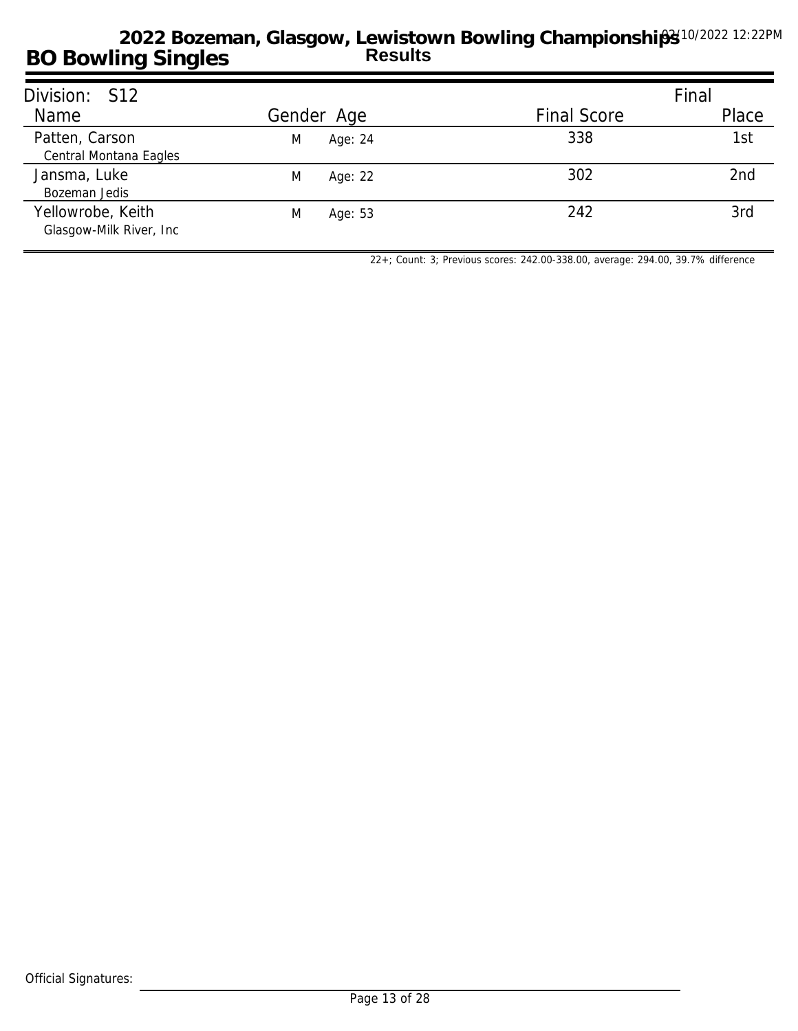# 2022 Bozeman, Glasgow, Lewistown Bowling Championships

## BO Bowling Singles

**Results**

02/10/2022 12:22PM

**Division: S12**

| Name | Gender | Age | Final Score | Final Place |
|---|---|---|---|---|
| Patten, Carson<br>Central Montana Eagles | M | Age: 24 | 338 | 1st |
| Jansma, Luke<br>Bozeman Jedis | M | Age: 22 | 302 | 2nd |
| Yellowrobe, Keith<br>Glasgow-Milk River, Inc | M | Age: 53 | 242 | 3rd |

22+; Count: 3; Previous scores: 242.00-338.00, average: 294.00, 39.7% difference

Official Signatures: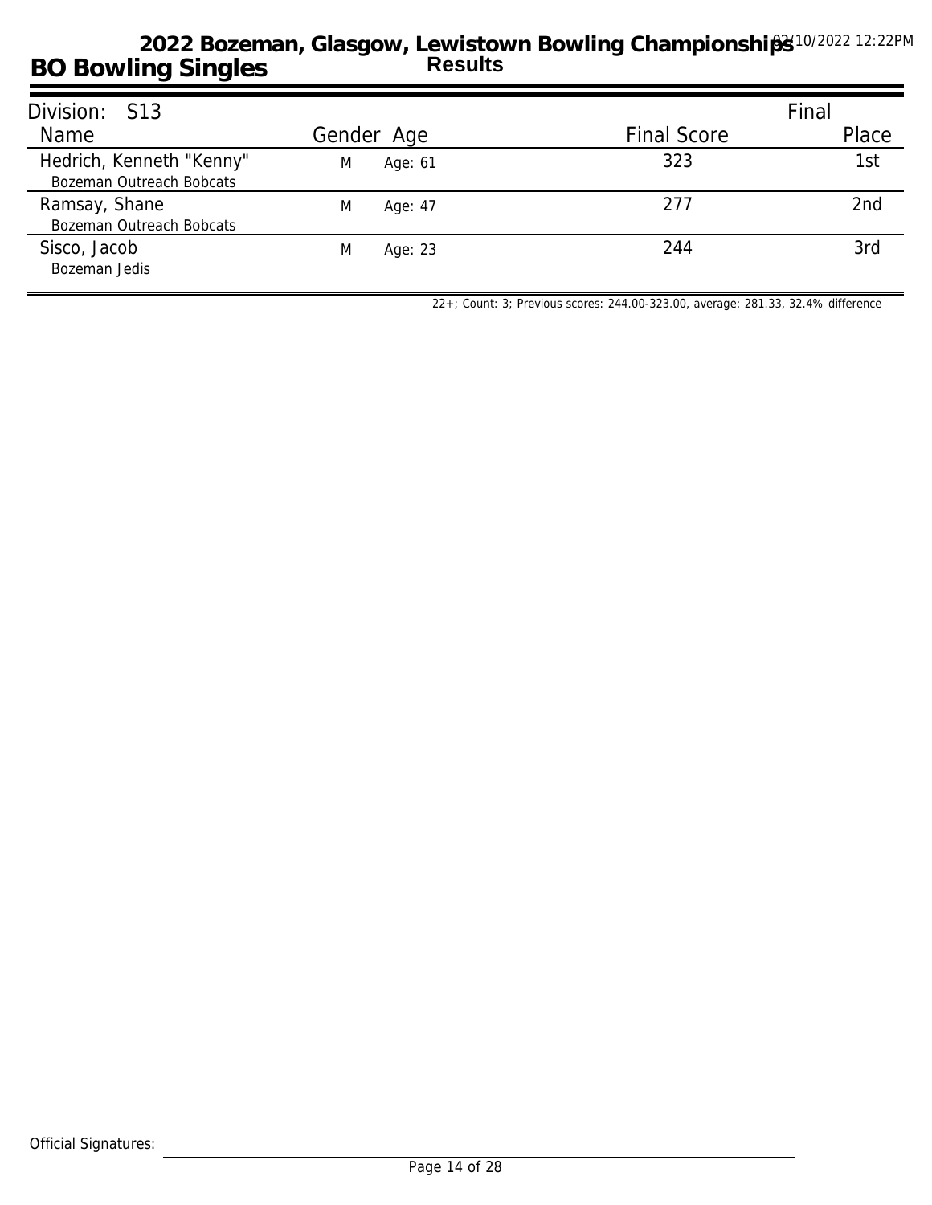# 2022 Bozeman, Glasgow, Lewistown Bowling Championships

## BO Bowling Singles

**Results**

02/10/2022 12:22PM

### Division: S13

| Name | Gender | Age | Final Score | Final Place |
|---|---|---|---|---|
| Hedrich, Kenneth "Kenny"<br>Bozeman Outreach Bobcats | M | Age: 61 | 323 | 1st |
| Ramsay, Shane<br>Bozeman Outreach Bobcats | M | Age: 47 | 277 | 2nd |
| Sisco, Jacob<br>Bozeman Jedis | M | Age: 23 | 244 | 3rd |

22+; Count: 3; Previous scores: 244.00-323.00, average: 281.33, 32.4% difference

Official Signatures: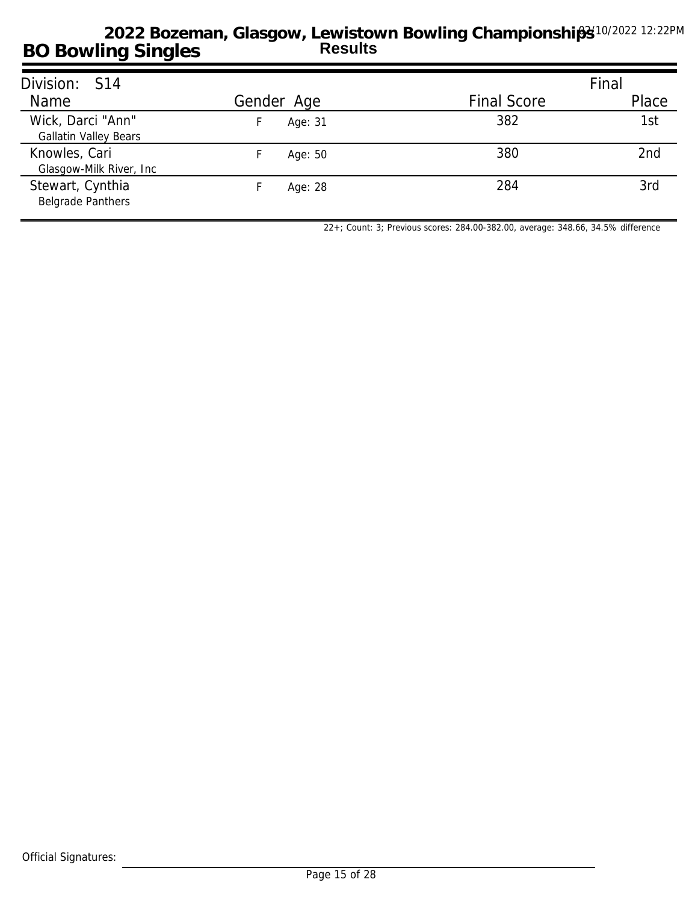# 2022 Bozeman, Glasgow, Lewistown Bowling Championships

## BO Bowling Singles

**Results**

02/10/2022 12:22PM

| Division: S14 | | | | Final |
|---|---|---|---|---|
| Name | Gender | Age | Final Score | Place |
| Wick, Darci "Ann"<br>Gallatin Valley Bears | F | Age: 31 | 382 | 1st |
| Knowles, Cari<br>Glasgow-Milk River, Inc | F | Age: 50 | 380 | 2nd |
| Stewart, Cynthia<br>Belgrade Panthers | F | Age: 28 | 284 | 3rd |

22+; Count: 3; Previous scores: 284.00-382.00, average: 348.66, 34.5% difference

Official Signatures: ______________________________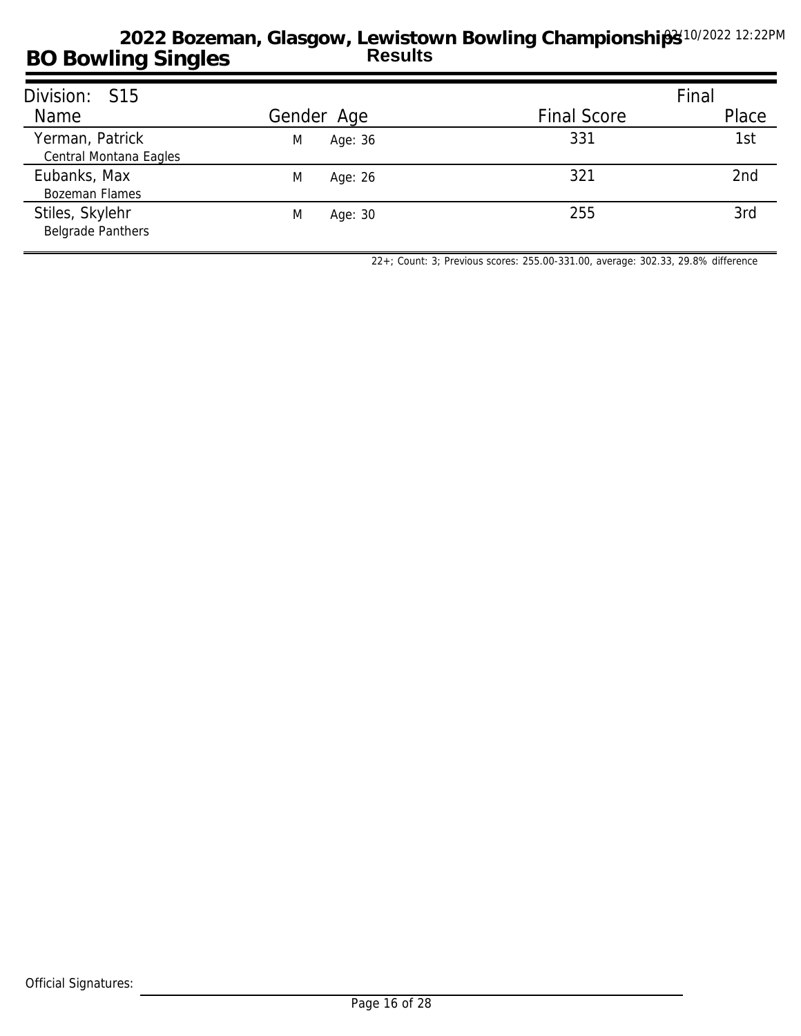# 2022 Bozeman, Glasgow, Lewistown Bowling Championships

## BO Bowling Singles

**Results**

02/10/2022 12:22PM

Division: S15

| Name | Gender | Age | Final Score | Final Place |
|---|---|---|---|---|
| Yerman, Patrick<br>Central Montana Eagles | M | Age: 36 | 331 | 1st |
| Eubanks, Max<br>Bozeman Flames | M | Age: 26 | 321 | 2nd |
| Stiles, Skylehr<br>Belgrade Panthers | M | Age: 30 | 255 | 3rd |

22+; Count: 3; Previous scores: 255.00-331.00, average: 302.33, 29.8% difference

Official Signatures: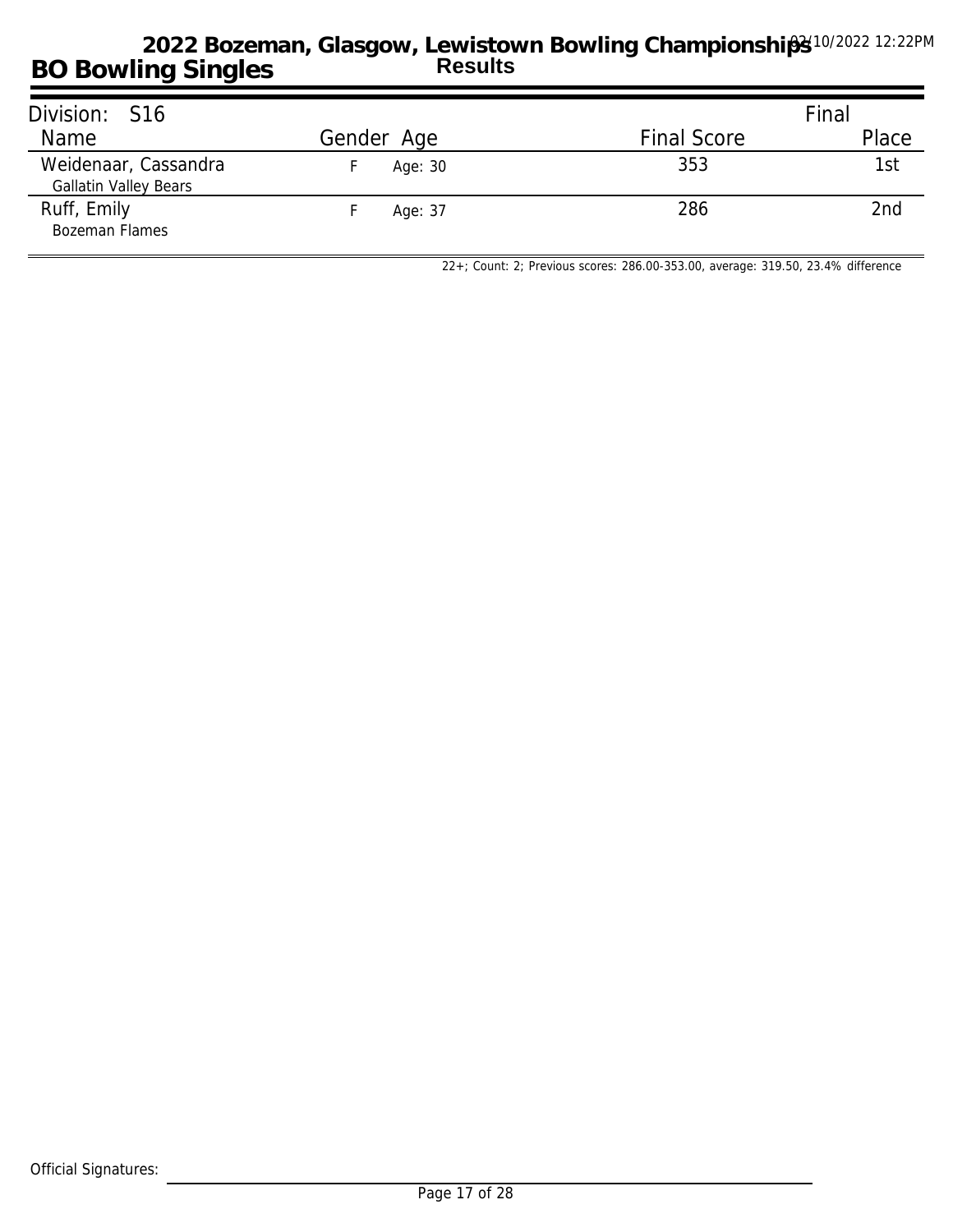# 2022 Bozeman, Glasgow, Lewistown Bowling Championships

## BO Bowling Singles

**Results**

02/10/2022 12:22PM

Division: S16

| Name | Gender | Age | Final Score | Final Place |
|---|---|---|---|---|
| Weidenaar, Cassandra<br>Gallatin Valley Bears | F | Age: 30 | 353 | 1st |
| Ruff, Emily<br>Bozeman Flames | F | Age: 37 | 286 | 2nd |

22+; Count: 2; Previous scores: 286.00-353.00, average: 319.50, 23.4% difference

Official Signatures: ______________________________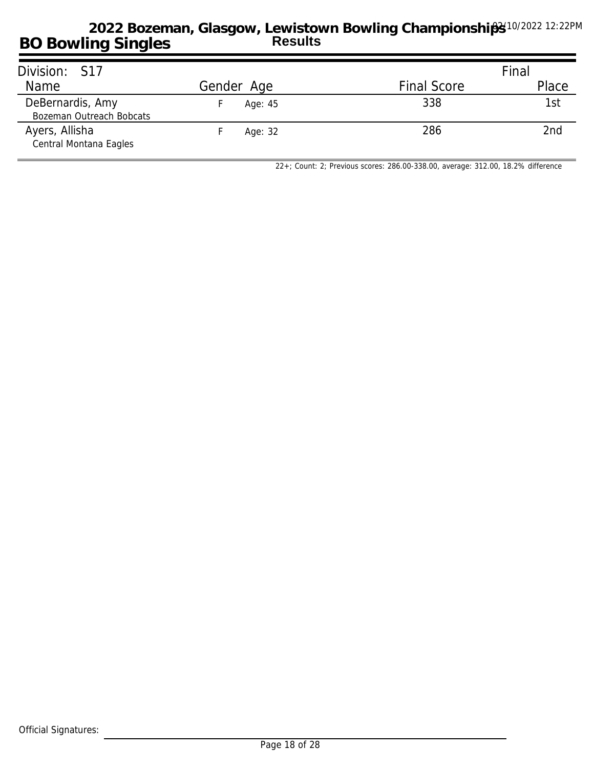# 2022 Bozeman, Glasgow, Lewistown Bowling Championships

## BO Bowling Singles

**Results**

02/10/2022 12:22PM

| Division: S17 | | | | Final |
|---|---|---|---|---|
| **Name** | **Gender** | **Age** | **Final Score** | **Place** |
| DeBernardis, Amy<br>Bozeman Outreach Bobcats | F | Age: 45 | 338 | 1st |
| Ayers, Allisha<br>Central Montana Eagles | F | Age: 32 | 286 | 2nd |

22+; Count: 2; Previous scores: 286.00-338.00, average: 312.00, 18.2% difference

Official Signatures: ______________________________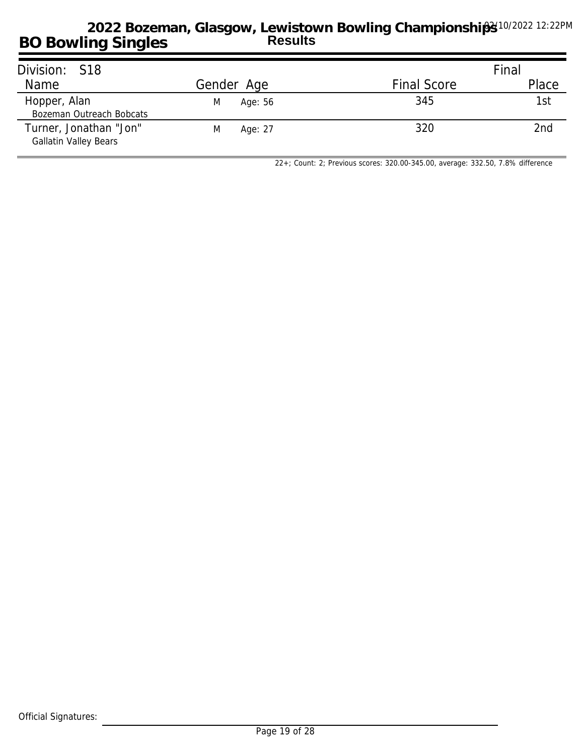# 2022 Bozeman, Glasgow, Lewistown Bowling Championships

## BO Bowling Singles

**Results**

02/10/2022 12:22PM

Division: S18

| Name | Gender | Age | Final Score | Final Place |
|---|---|---|---|---|
| Hopper, Alan<br>Bozeman Outreach Bobcats | M | Age: 56 | 345 | 1st |
| Turner, Jonathan "Jon"<br>Gallatin Valley Bears | M | Age: 27 | 320 | 2nd |

22+; Count: 2; Previous scores: 320.00-345.00, average: 332.50, 7.8% difference

Official Signatures: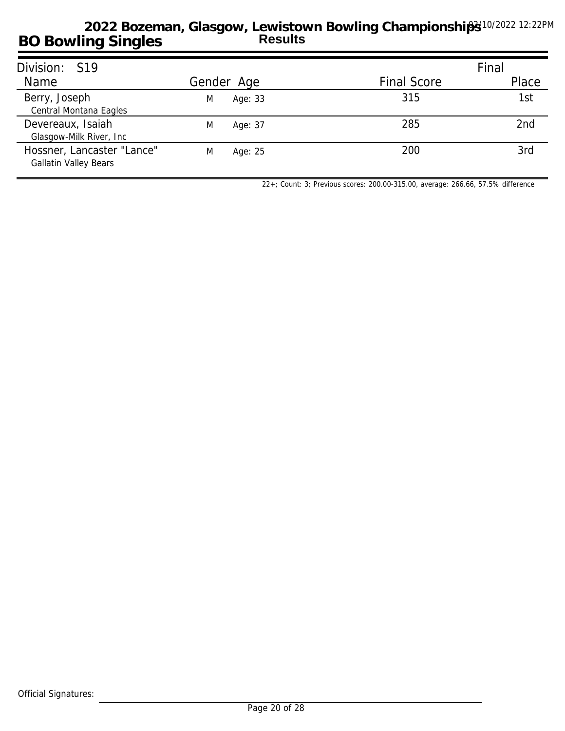# 2022 Bozeman, Glasgow, Lewistown Bowling Championships

## BO Bowling Singles

**Results**

02/10/2022 12:22PM

Division: S19

| Name | Gender | Age | Final Score | Final Place |
|---|---|---|---|---|
| Berry, Joseph<br>Central Montana Eagles | M | Age: 33 | 315 | 1st |
| Devereaux, Isaiah<br>Glasgow-Milk River, Inc | M | Age: 37 | 285 | 2nd |
| Hossner, Lancaster "Lance"<br>Gallatin Valley Bears | M | Age: 25 | 200 | 3rd |

22+; Count: 3; Previous scores: 200.00-315.00, average: 266.66, 57.5% difference

Official Signatures: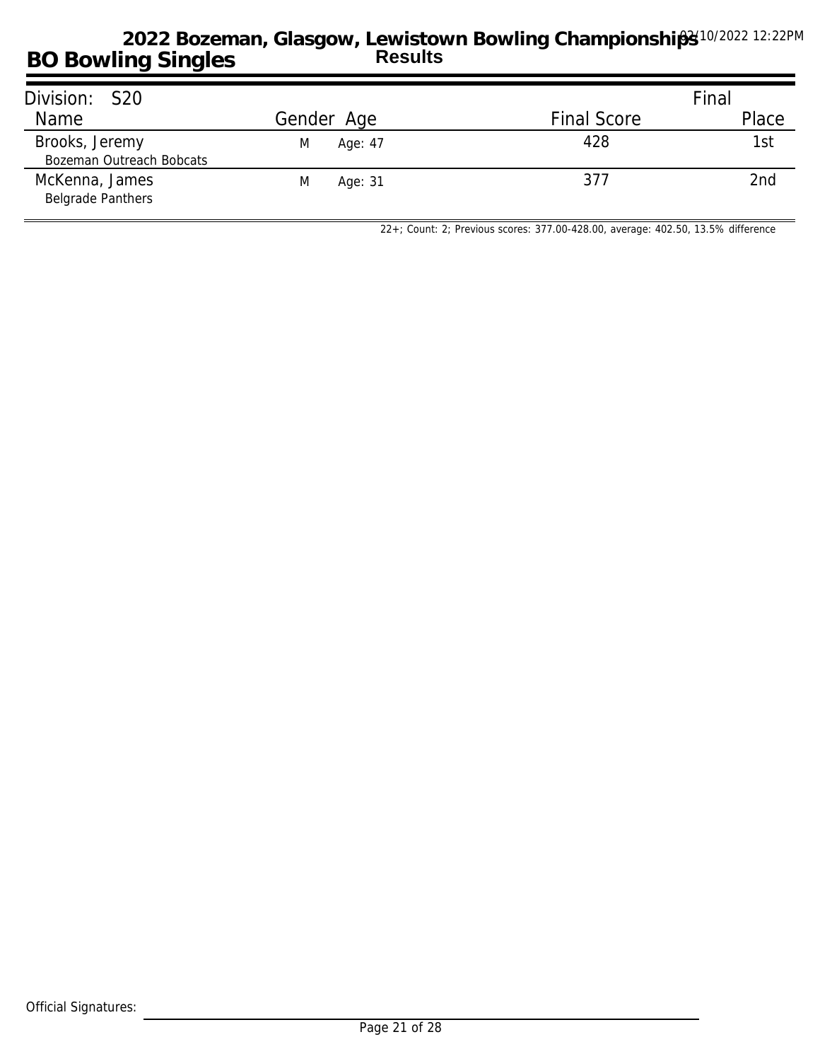# 2022 Bozeman, Glasgow, Lewistown Bowling Championships

## BO Bowling Singles

**Results**

02/10/2022 12:22PM

Division: S20

| Name | Gender | Age | Final Score | Final Place |
|---|---|---|---|---|
| Brooks, Jeremy<br>Bozeman Outreach Bobcats | M | Age: 47 | 428 | 1st |
| McKenna, James<br>Belgrade Panthers | M | Age: 31 | 377 | 2nd |

22+; Count: 2; Previous scores: 377.00-428.00, average: 402.50, 13.5% difference

Official Signatures: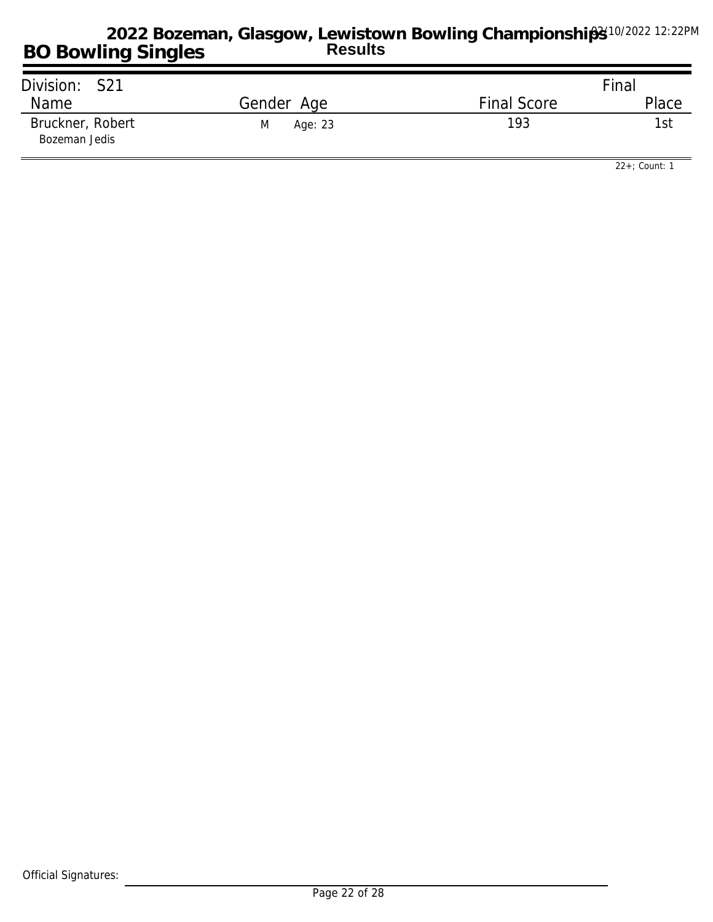# 2022 Bozeman, Glasgow, Lewistown Bowling Championships

## BO Bowling Singles

**Results**

02/10/2022 12:22PM

| Division: S21 | | | Final |
|---|---|---|---|
| Name | Gender Age | Final Score | Place |
| Bruckner, Robert<br>Bozeman Jedis | M Age: 23 | 193 | 1st |

22+; Count: 1

Official Signatures: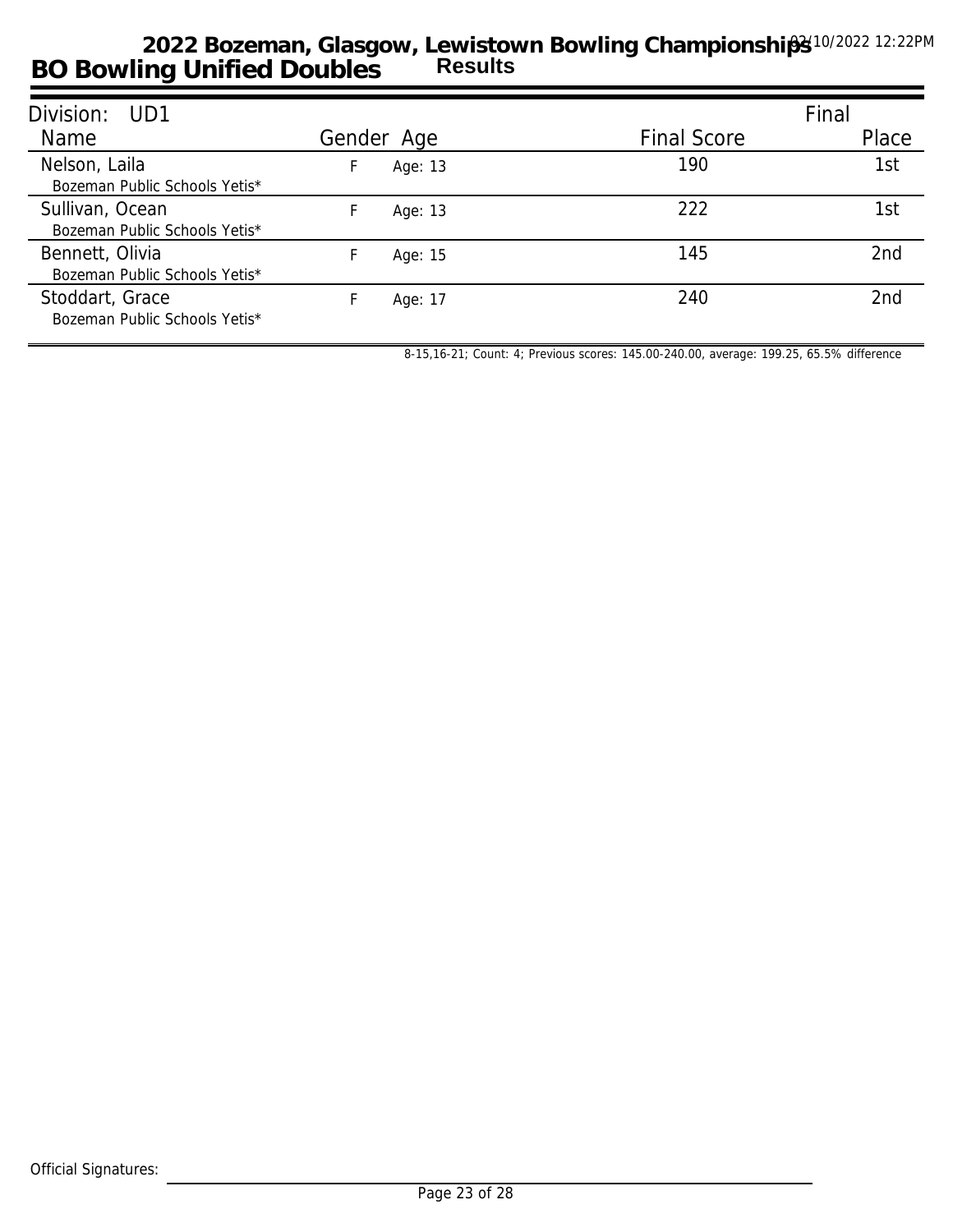# 2022 Bozeman, Glasgow, Lewistown Bowling Championships

## BO Bowling Unified Doubles — Results

02/10/2022 12:22PM

**Division: UD1**

| Name | Gender | Age | Final Score | Final Place |
|---|---|---|---|---|
| Nelson, Laila<br>Bozeman Public Schools Yetis* | F | Age: 13 | 190 | 1st |
| Sullivan, Ocean<br>Bozeman Public Schools Yetis* | F | Age: 13 | 222 | 1st |
| Bennett, Olivia<br>Bozeman Public Schools Yetis* | F | Age: 15 | 145 | 2nd |
| Stoddart, Grace<br>Bozeman Public Schools Yetis* | F | Age: 17 | 240 | 2nd |

8-15,16-21; Count: 4; Previous scores: 145.00-240.00, average: 199.25, 65.5% difference

Official Signatures: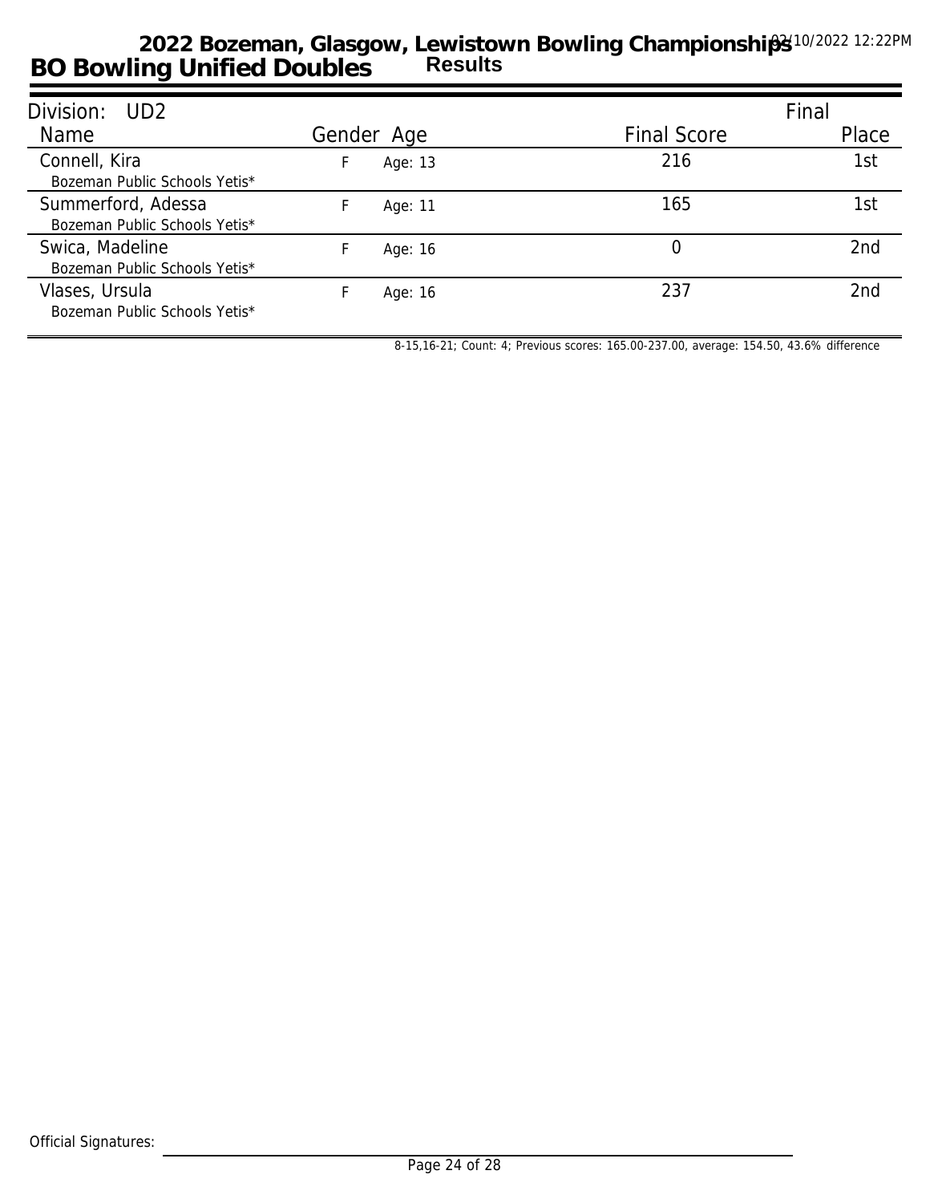# 2022 Bozeman, Glasgow, Lewistown Bowling Championships

## BO Bowling Unified Doubles

**Results**

02/10/2022 12:22PM

Division: UD2

| Name | Gender | Age | Final Score | Final Place |
|---|---|---|---|---|
| Connell, Kira<br>Bozeman Public Schools Yetis* | F | Age: 13 | 216 | 1st |
| Summerford, Adessa<br>Bozeman Public Schools Yetis* | F | Age: 11 | 165 | 1st |
| Swica, Madeline<br>Bozeman Public Schools Yetis* | F | Age: 16 | 0 | 2nd |
| Vlases, Ursula<br>Bozeman Public Schools Yetis* | F | Age: 16 | 237 | 2nd |

8-15,16-21; Count: 4; Previous scores: 165.00-237.00, average: 154.50, 43.6% difference

Official Signatures: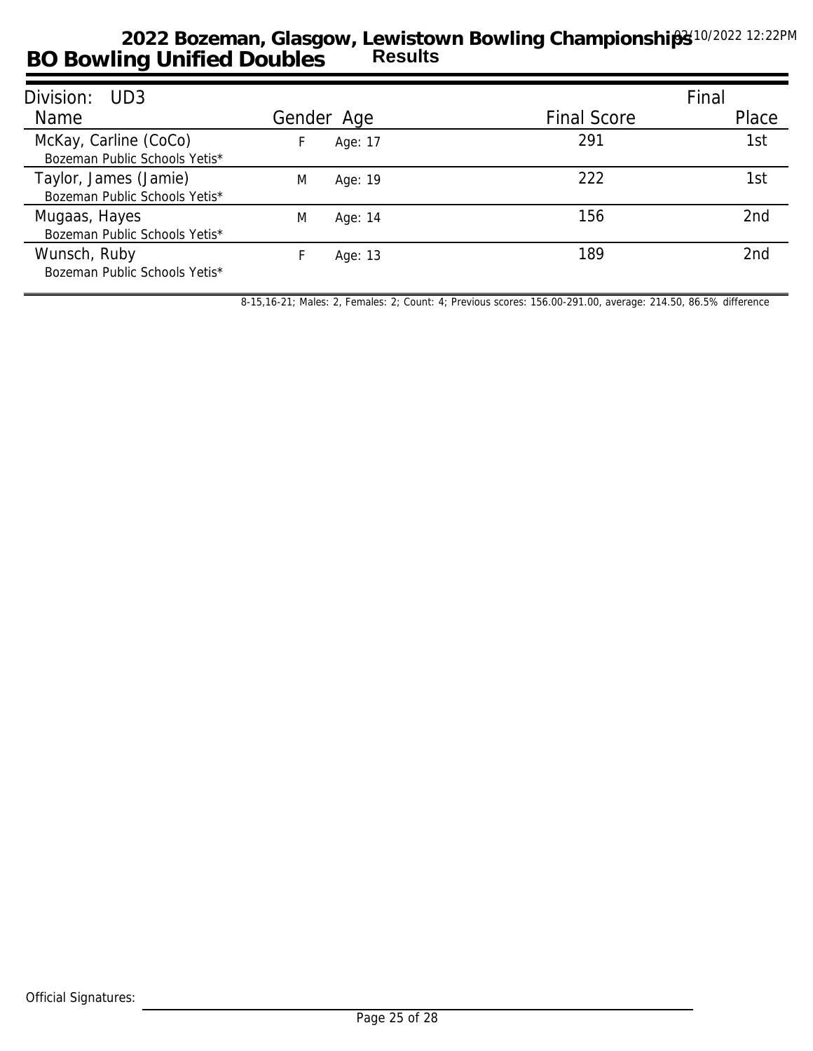# 2022 Bozeman, Glasgow, Lewistown Bowling Championships

## BO Bowling Unified Doubles

**Results**

02/10/2022 12:22PM

Division: UD3

| Name | Gender | Age | Final Score | Final Place |
|---|---|---|---|---|
| McKay, Carline (CoCo)<br>Bozeman Public Schools Yetis* | F | Age: 17 | 291 | 1st |
| Taylor, James (Jamie)<br>Bozeman Public Schools Yetis* | M | Age: 19 | 222 | 1st |
| Mugaas, Hayes<br>Bozeman Public Schools Yetis* | M | Age: 14 | 156 | 2nd |
| Wunsch, Ruby<br>Bozeman Public Schools Yetis* | F | Age: 13 | 189 | 2nd |

8-15,16-21; Males: 2, Females: 2; Count: 4; Previous scores: 156.00-291.00, average: 214.50, 86.5% difference

Official Signatures: ______________________________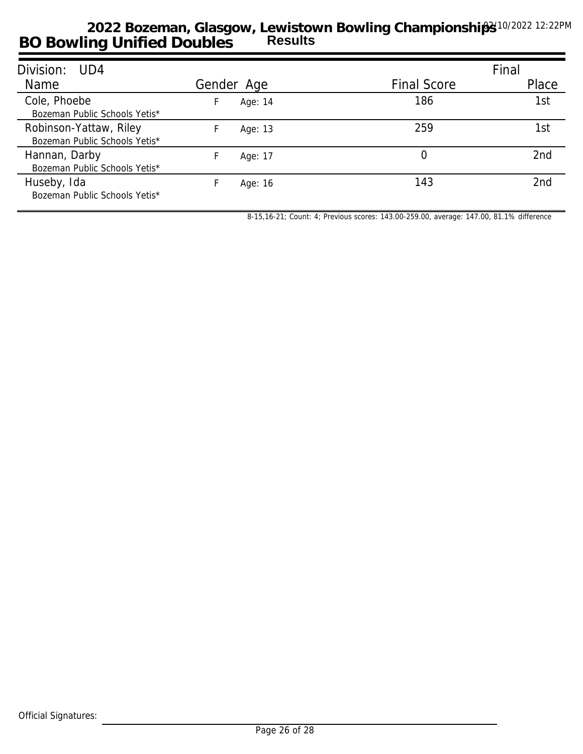# 2022 Bozeman, Glasgow, Lewistown Bowling Championships

## BO Bowling Unified Doubles — Results

02/10/2022 12:22PM

**Division: UD4** — Final

| Name | Gender | Age | Final Score | Place |
|---|---|---|---|---|
| Cole, Phoebe<br>Bozeman Public Schools Yetis* | F | Age: 14 | 186 | 1st |
| Robinson-Yattaw, Riley<br>Bozeman Public Schools Yetis* | F | Age: 13 | 259 | 1st |
| Hannan, Darby<br>Bozeman Public Schools Yetis* | F | Age: 17 | 0 | 2nd |
| Huseby, Ida<br>Bozeman Public Schools Yetis* | F | Age: 16 | 143 | 2nd |

8-15,16-21; Count: 4; Previous scores: 143.00-259.00, average: 147.00, 81.1% difference

Official Signatures: ______________________________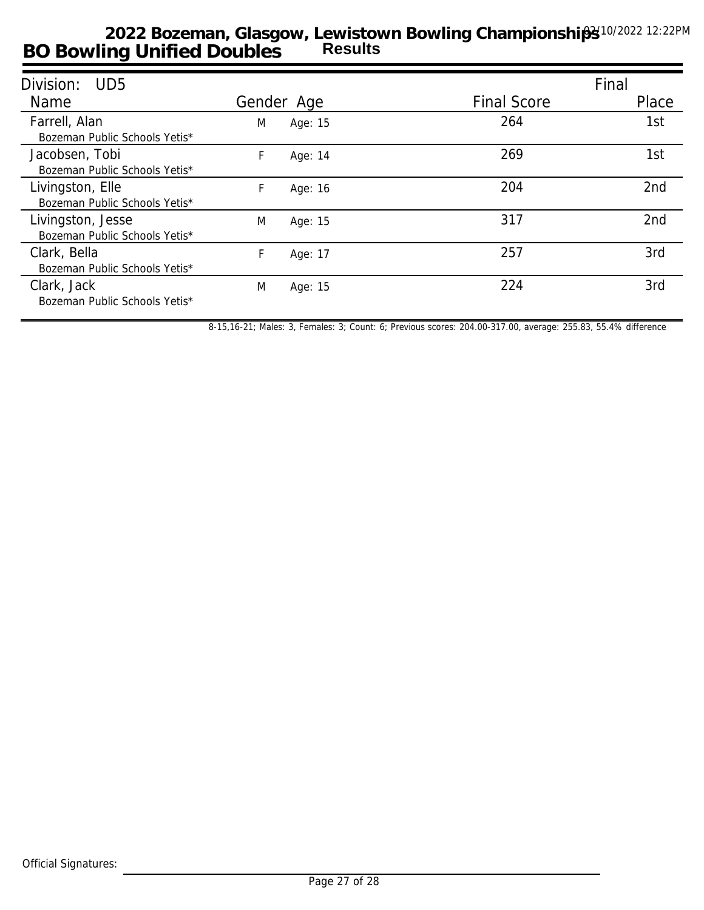# 2022 Bozeman, Glasgow, Lewistown Bowling Championships

## BO Bowling Unified Doubles

Results

02/10/2022 12:22PM

| Division: UD5 | | | | Final |
|---|---|---|---|---|
| Name | Gender | Age | Final Score | Place |
| Farrell, Alan<br>Bozeman Public Schools Yetis* | M | Age: 15 | 264 | 1st |
| Jacobsen, Tobi<br>Bozeman Public Schools Yetis* | F | Age: 14 | 269 | 1st |
| Livingston, Elle<br>Bozeman Public Schools Yetis* | F | Age: 16 | 204 | 2nd |
| Livingston, Jesse<br>Bozeman Public Schools Yetis* | M | Age: 15 | 317 | 2nd |
| Clark, Bella<br>Bozeman Public Schools Yetis* | F | Age: 17 | 257 | 3rd |
| Clark, Jack<br>Bozeman Public Schools Yetis* | M | Age: 15 | 224 | 3rd |

8-15,16-21; Males: 3, Females: 3; Count: 6; Previous scores: 204.00-317.00, average: 255.83, 55.4% difference

Official Signatures: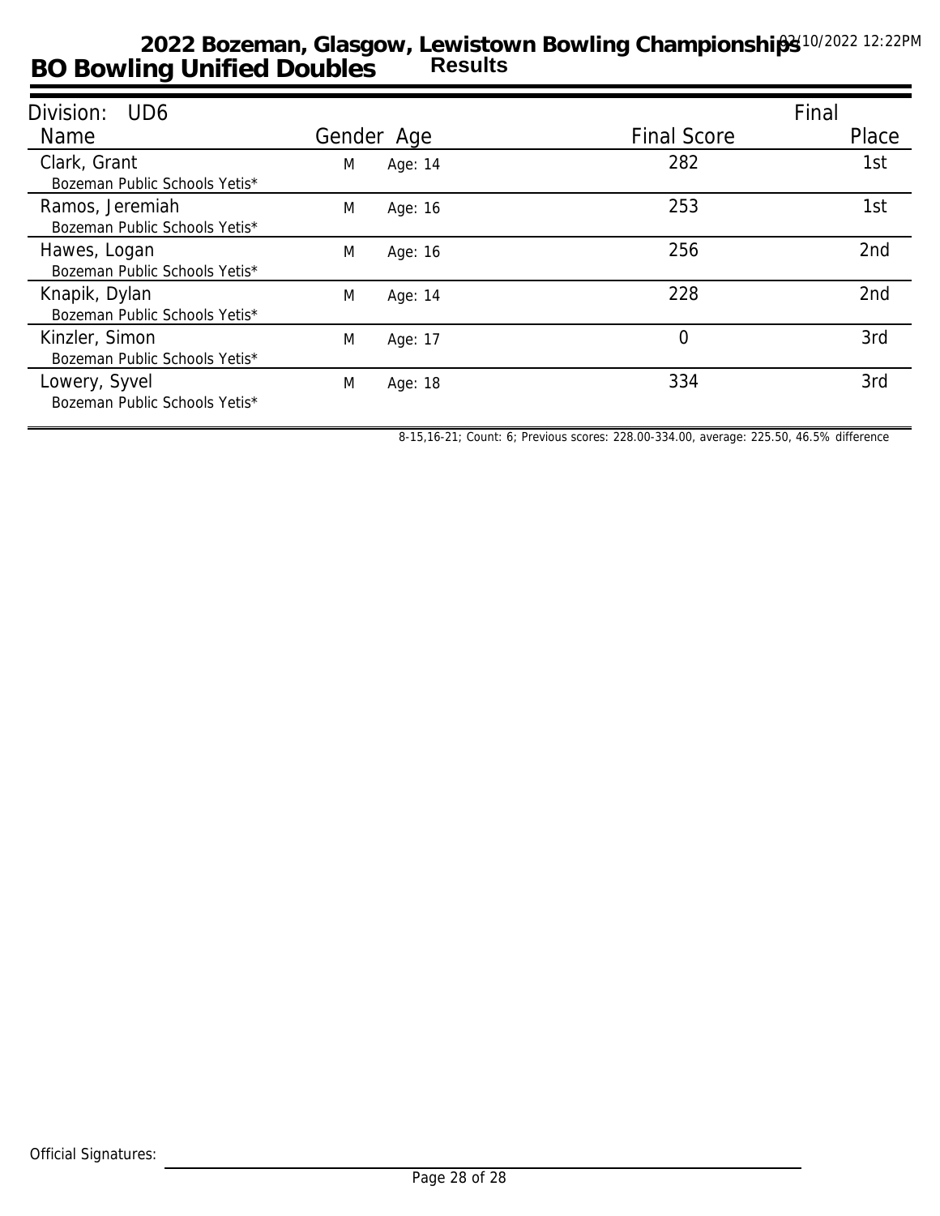# 2022 Bozeman, Glasgow, Lewistown Bowling Championships

## BO Bowling Unified Doubles

**Results**

02/10/2022 12:22PM

Division: UD6

| Name | Gender | Age | Final Score | Final Place |
|---|---|---|---|---|
| Clark, Grant<br>Bozeman Public Schools Yetis* | M | Age: 14 | 282 | 1st |
| Ramos, Jeremiah<br>Bozeman Public Schools Yetis* | M | Age: 16 | 253 | 1st |
| Hawes, Logan<br>Bozeman Public Schools Yetis* | M | Age: 16 | 256 | 2nd |
| Knapik, Dylan<br>Bozeman Public Schools Yetis* | M | Age: 14 | 228 | 2nd |
| Kinzler, Simon<br>Bozeman Public Schools Yetis* | M | Age: 17 | 0 | 3rd |
| Lowery, Syvel<br>Bozeman Public Schools Yetis* | M | Age: 18 | 334 | 3rd |

8-15,16-21; Count: 6; Previous scores: 228.00-334.00, average: 225.50, 46.5% difference

Official Signatures: